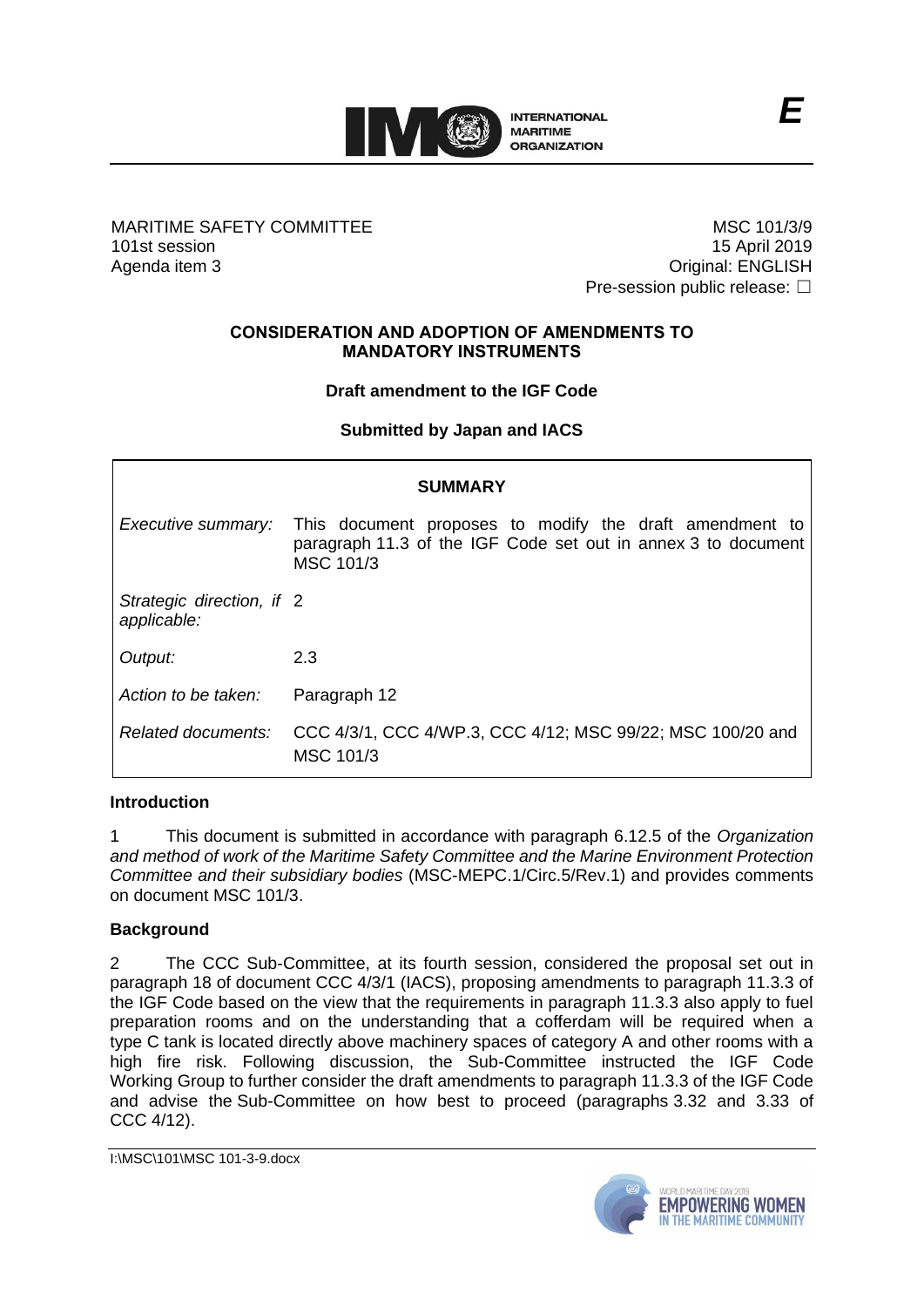E

MARITIME SAFETY COMMITTEE
101st session
Agenda item 3

MSC 101/3/9
15 April 2019
Original: ENGLISH
Pre-session public release: ☐

## CONSIDERATION AND ADOPTION OF AMENDMENTS TO MANDATORY INSTRUMENTS

### Draft amendment to the IGF Code

### Submitted by Japan and IACS

| SUMMARY | |
|---|---|
| *Executive summary:* | This document proposes to modify the draft amendment to paragraph 11.3 of the IGF Code set out in annex 3 to document MSC 101/3 |
| *Strategic direction, if applicable:* | 2 |
| *Output:* | 2.3 |
| *Action to be taken:* | Paragraph 12 |
| *Related documents:* | CCC 4/3/1, CCC 4/WP.3, CCC 4/12; MSC 99/22; MSC 100/20 and MSC 101/3 |

**Introduction**

1 This document is submitted in accordance with paragraph 6.12.5 of the *Organization and method of work of the Maritime Safety Committee and the Marine Environment Protection Committee and their subsidiary bodies* (MSC-MEPC.1/Circ.5/Rev.1) and provides comments on document MSC 101/3.

**Background**

2 The CCC Sub-Committee, at its fourth session, considered the proposal set out in paragraph 18 of document CCC 4/3/1 (IACS), proposing amendments to paragraph 11.3.3 of the IGF Code based on the view that the requirements in paragraph 11.3.3 also apply to fuel preparation rooms and on the understanding that a cofferdam will be required when a type C tank is located directly above machinery spaces of category A and other rooms with a high fire risk. Following discussion, the Sub-Committee instructed the IGF Code Working Group to further consider the draft amendments to paragraph 11.3.3 of the IGF Code and advise the Sub-Committee on how best to proceed (paragraphs 3.32 and 3.33 of CCC 4/12).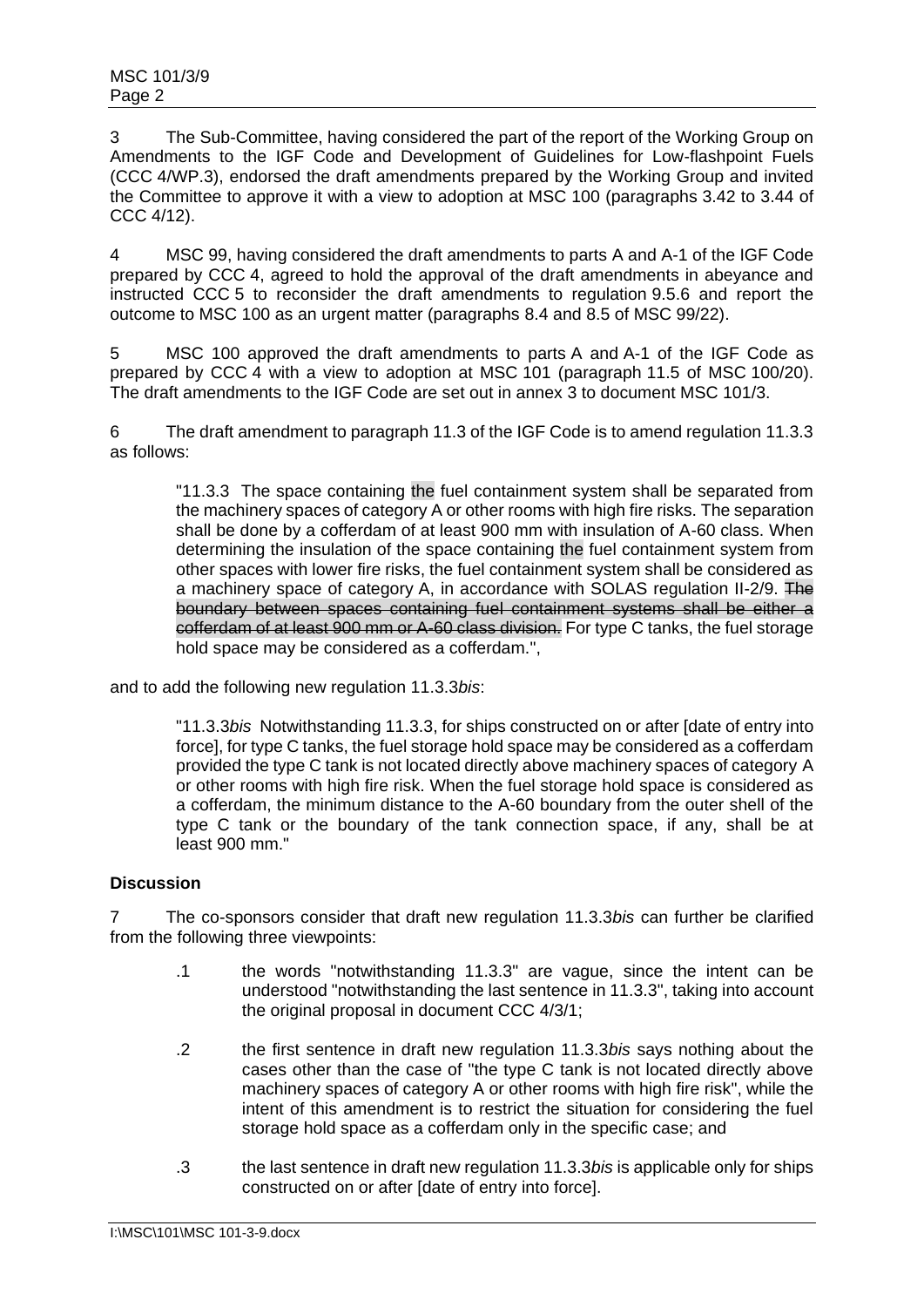3 The Sub-Committee, having considered the part of the report of the Working Group on Amendments to the IGF Code and Development of Guidelines for Low-flashpoint Fuels (CCC 4/WP.3), endorsed the draft amendments prepared by the Working Group and invited the Committee to approve it with a view to adoption at MSC 100 (paragraphs 3.42 to 3.44 of CCC 4/12).

4 MSC 99, having considered the draft amendments to parts A and A-1 of the IGF Code prepared by CCC 4, agreed to hold the approval of the draft amendments in abeyance and instructed CCC 5 to reconsider the draft amendments to regulation 9.5.6 and report the outcome to MSC 100 as an urgent matter (paragraphs 8.4 and 8.5 of MSC 99/22).

5 MSC 100 approved the draft amendments to parts A and A-1 of the IGF Code as prepared by CCC 4 with a view to adoption at MSC 101 (paragraph 11.5 of MSC 100/20). The draft amendments to the IGF Code are set out in annex 3 to document MSC 101/3.

6 The draft amendment to paragraph 11.3 of the IGF Code is to amend regulation 11.3.3 as follows:

> "11.3.3 The space containing the fuel containment system shall be separated from the machinery spaces of category A or other rooms with high fire risks. The separation shall be done by a cofferdam of at least 900 mm with insulation of A-60 class. When determining the insulation of the space containing the fuel containment system from other spaces with lower fire risks, the fuel containment system shall be considered as a machinery space of category A, in accordance with SOLAS regulation II-2/9. ~~The boundary between spaces containing fuel containment systems shall be either a cofferdam of at least 900 mm or A-60 class division.~~ For type C tanks, the fuel storage hold space may be considered as a cofferdam.",

and to add the following new regulation 11.3.3*bis*:

> "11.3.3*bis* Notwithstanding 11.3.3, for ships constructed on or after [date of entry into force], for type C tanks, the fuel storage hold space may be considered as a cofferdam provided the type C tank is not located directly above machinery spaces of category A or other rooms with high fire risk. When the fuel storage hold space is considered as a cofferdam, the minimum distance to the A-60 boundary from the outer shell of the type C tank or the boundary of the tank connection space, if any, shall be at least 900 mm."

**Discussion**

7 The co-sponsors consider that draft new regulation 11.3.3*bis* can further be clarified from the following three viewpoints:

- .1 the words "notwithstanding 11.3.3" are vague, since the intent can be understood "notwithstanding the last sentence in 11.3.3", taking into account the original proposal in document CCC 4/3/1;
- .2 the first sentence in draft new regulation 11.3.3*bis* says nothing about the cases other than the case of "the type C tank is not located directly above machinery spaces of category A or other rooms with high fire risk", while the intent of this amendment is to restrict the situation for considering the fuel storage hold space as a cofferdam only in the specific case; and
- .3 the last sentence in draft new regulation 11.3.3*bis* is applicable only for ships constructed on or after [date of entry into force].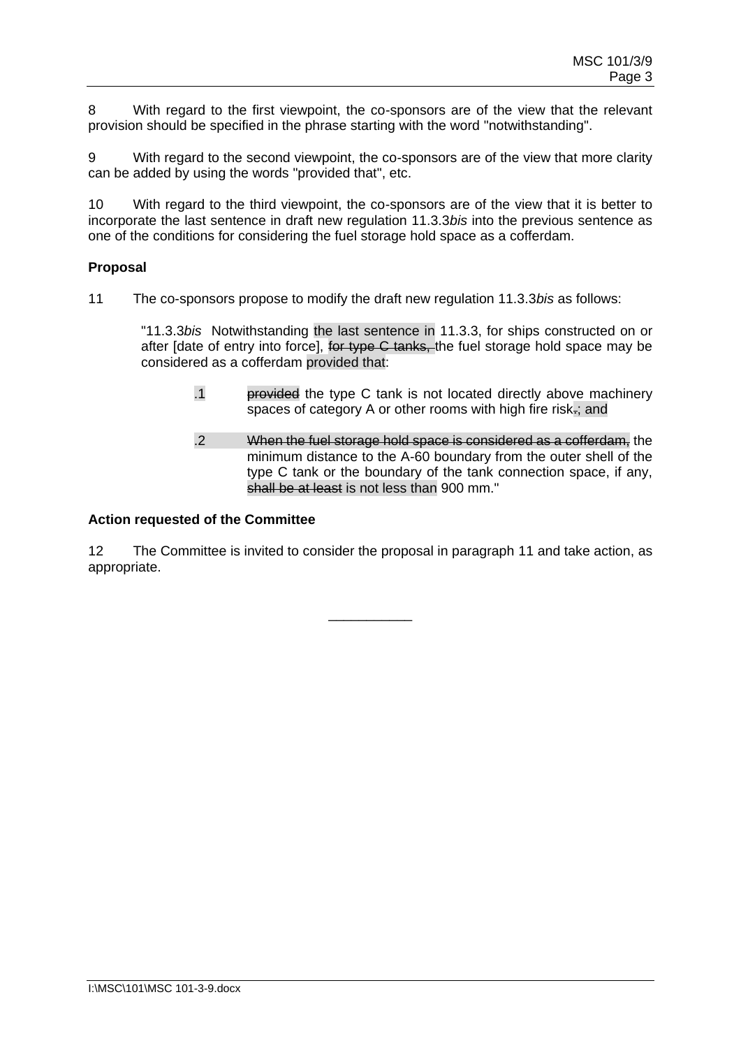8 With regard to the first viewpoint, the co-sponsors are of the view that the relevant provision should be specified in the phrase starting with the word "notwithstanding".

9 With regard to the second viewpoint, the co-sponsors are of the view that more clarity can be added by using the words "provided that", etc.

10 With regard to the third viewpoint, the co-sponsors are of the view that it is better to incorporate the last sentence in draft new regulation 11.3.3*bis* into the previous sentence as one of the conditions for considering the fuel storage hold space as a cofferdam.

**Proposal**

11 The co-sponsors propose to modify the draft new regulation 11.3.3*bis* as follows:

> "11.3.3*bis* Notwithstanding the last sentence in 11.3.3, for ships constructed on or after [date of entry into force], ~~for type C tanks,~~ the fuel storage hold space may be considered as a cofferdam provided that:
>
> .1 ~~provided~~ the type C tank is not located directly above machinery spaces of category A or other rooms with high fire risk~~.~~; and
>
> .2 ~~When the fuel storage hold space is considered as a cofferdam,~~ the minimum distance to the A-60 boundary from the outer shell of the type C tank or the boundary of the tank connection space, if any, ~~shall be at least~~ is not less than 900 mm."

**Action requested of the Committee**

12 The Committee is invited to consider the proposal in paragraph 11 and take action, as appropriate.

___________